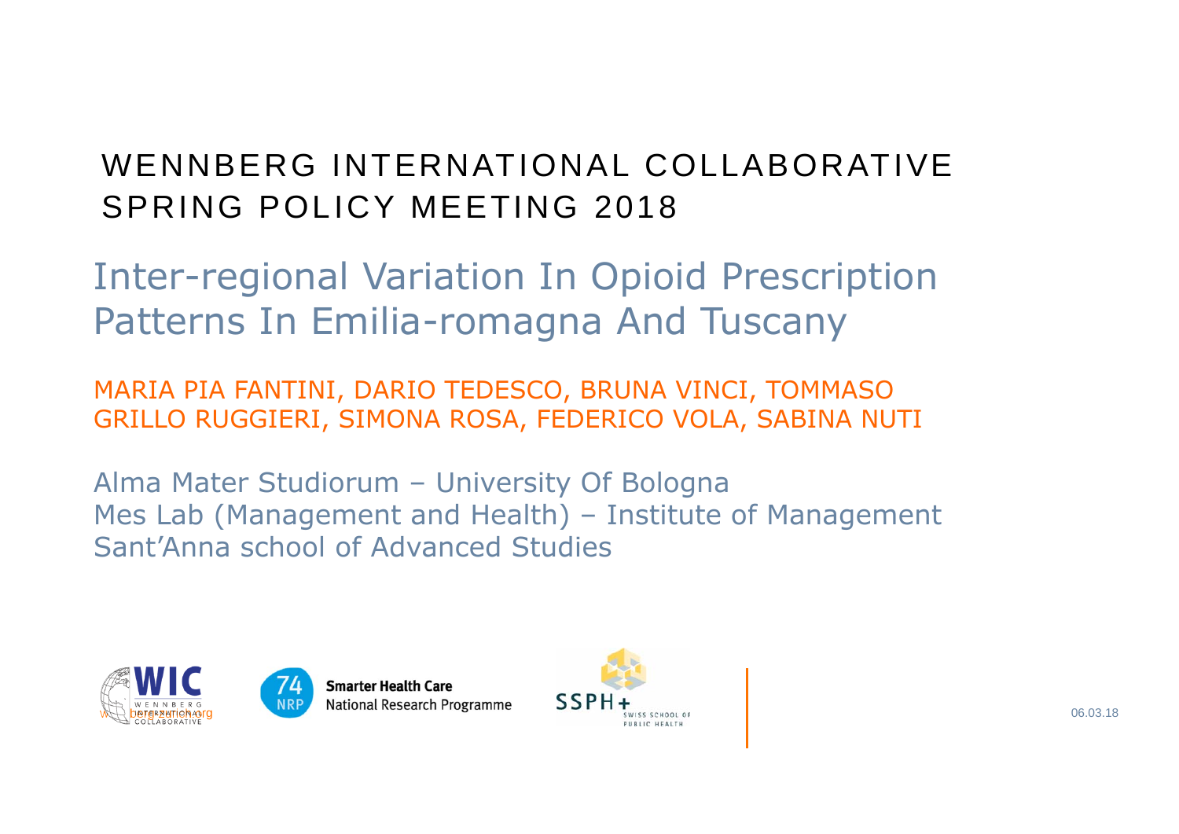# WENNBERG INTERNATIONAL COLLABORATIVE SPRING POLICY MEETING 2018

## Inter-regional Variation In Opioid Prescription Patterns In Emilia-romagna And Tuscany

MARIA PIA FANTINI, DARIO TEDESCO, BRUNA VINCI, TOMMASO GRILLO RUGGIERI, SIMONA ROSA, FEDERICO VOLA, SABINA NUTI

Alma Mater Studiorum – University Of Bologna
Mes Lab (Management and Health) – Institute of Management
Sant'Anna school of Advanced Studies

Smarter Health Care
National Research Programme

06.03.18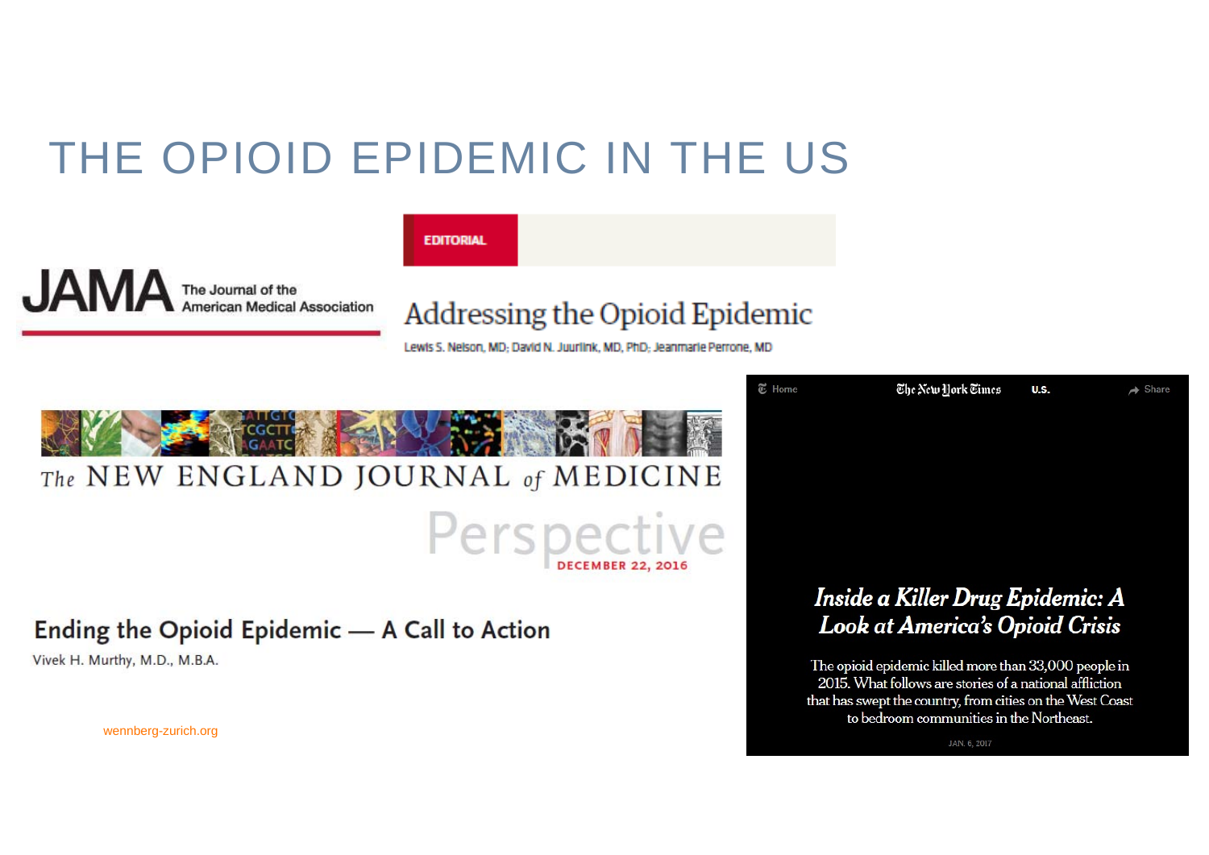# THE OPIOID EPIDEMIC IN THE US

**JAMA** The Journal of the American Medical Association

EDITORIAL

## Addressing the Opioid Epidemic

Lewis S. Nelson, MD; David N. Juurlink, MD, PhD; Jeanmarie Perrone, MD

The NEW ENGLAND JOURNAL of MEDICINE

Perspective

DECEMBER 22, 2016

## Ending the Opioid Epidemic — A Call to Action

Vivek H. Murthy, M.D., M.B.A.

Home · The New York Times · U.S. · Share

## *Inside a Killer Drug Epidemic: A Look at America's Opioid Crisis*

The opioid epidemic killed more than 33,000 people in 2015. What follows are stories of a national affliction that has swept the country, from cities on the West Coast to bedroom communities in the Northeast.

JAN. 6, 2017

wennberg-zurich.org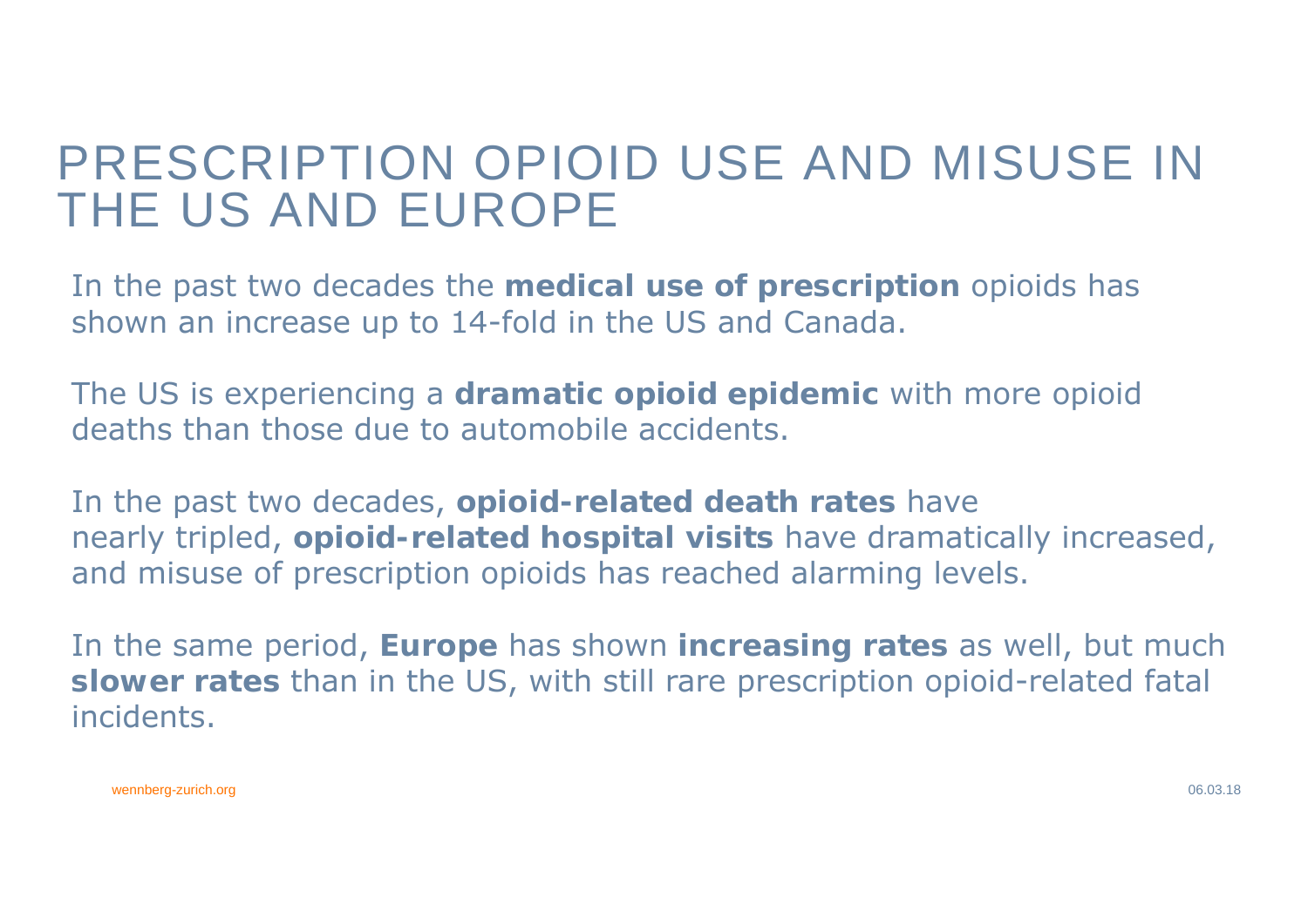# PRESCRIPTION OPIOID USE AND MISUSE IN THE US AND EUROPE

In the past two decades the **medical use of prescription** opioids has shown an increase up to 14-fold in the US and Canada.

The US is experiencing a **dramatic opioid epidemic** with more opioid deaths than those due to automobile accidents.

In the past two decades, **opioid-related death rates** have nearly tripled, **opioid-related hospital visits** have dramatically increased, and misuse of prescription opioids has reached alarming levels.

In the same period, **Europe** has shown **increasing rates** as well, but much **slower rates** than in the US, with still rare prescription opioid-related fatal incidents.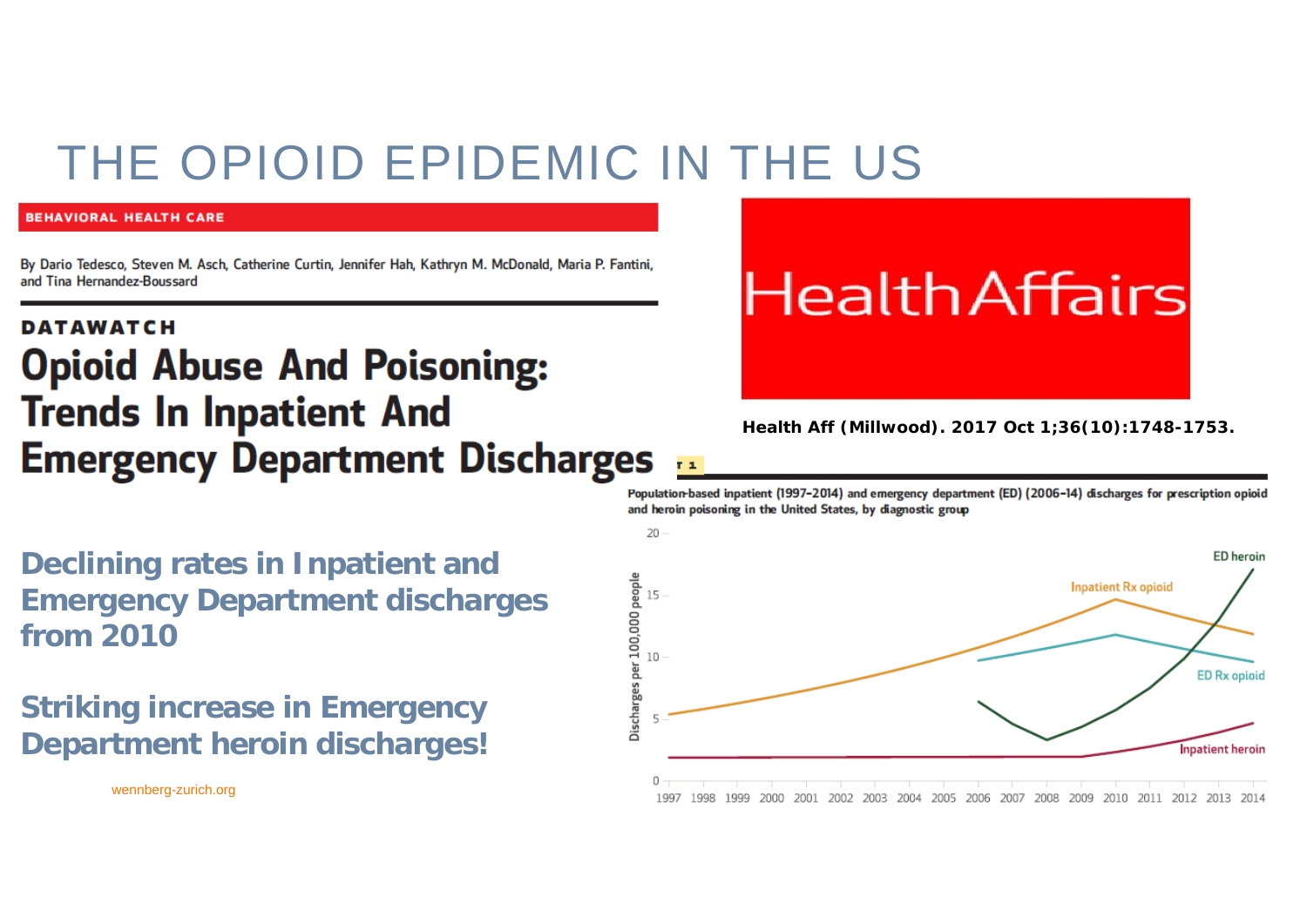# THE OPIOID EPIDEMIC IN THE US

BEHAVIORAL HEALTH CARE

By Dario Tedesco, Steven M. Asch, Catherine Curtin, Jennifer Hah, Kathryn M. McDonald, Maria P. Fantini, and Tina Hernandez-Boussard

DATAWATCH

## Opioid Abuse And Poisoning: Trends In Inpatient And Emergency Department Discharges

HealthAffairs

**Health Aff (Millwood). 2017 Oct 1;36(10):1748-1753.**

**Declining rates in Inpatient and Emergency Department discharges from 2010**

**Striking increase in Emergency Department heroin discharges!**

Population-based inpatient (1997–2014) and emergency department (ED) (2006–14) discharges for prescription opioid and heroin poisoning in the United States, by diagnostic group

wennberg-zurich.org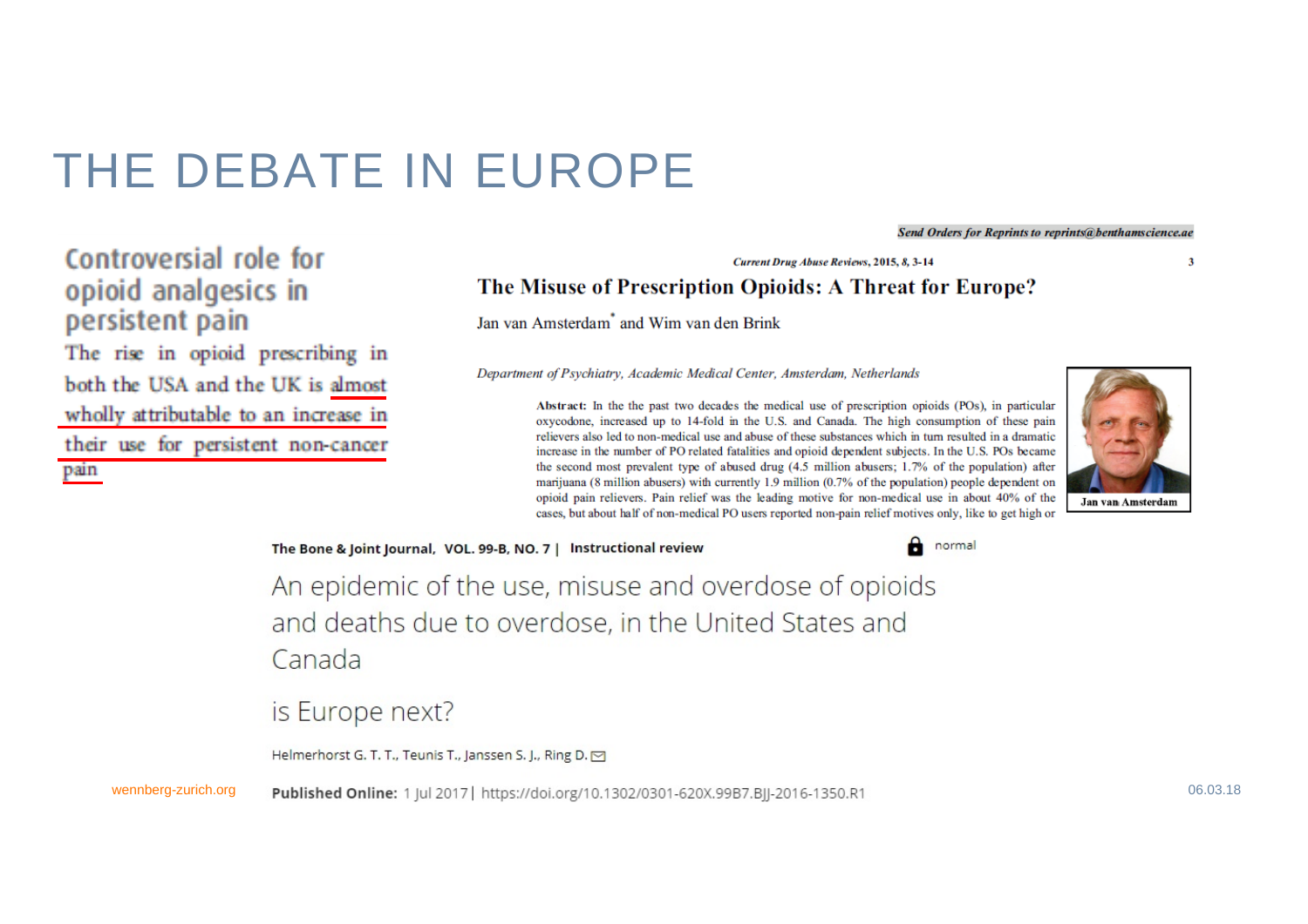# THE DEBATE IN EUROPE

## Controversial role for opioid analgesics in persistent pain

The rise in opioid prescribing in both the USA and the UK is almost wholly attributable to an increase in their use for persistent non-cancer pain

Send Orders for Reprints to reprints@benthamscience.ae

*Current Drug Abuse Reviews*, 2015, 8, 3-14

### The Misuse of Prescription Opioids: A Threat for Europe?

Jan van Amsterdam* and Wim van den Brink

*Department of Psychiatry, Academic Medical Center, Amsterdam, Netherlands*

**Abstract:** In the the past two decades the medical use of prescription opioids (POs), in particular oxycodone, increased up to 14-fold in the U.S. and Canada. The high consumption of these pain relievers also led to non-medical use and abuse of these substances which in turn resulted in a dramatic increase in the number of PO related fatalities and opioid dependent subjects. In the U.S. POs became the second most prevalent type of abused drug (4.5 million abusers; 1.7% of the population) after marijuana (8 million abusers) with currently 1.9 million (0.7% of the population) people dependent on opioid pain relievers. Pain relief was the leading motive for non-medical use in about 40% of the cases, but about half of non-medical PO users reported non-pain relief motives only, like to get high or

Jan van Amsterdam

**The Bone & Joint Journal, VOL. 99-B, NO. 7 | Instructional review**

normal

### An epidemic of the use, misuse and overdose of opioids and deaths due to overdose, in the United States and Canada

### is Europe next?

Helmerhorst G. T. T., Teunis T., Janssen S. J., Ring D.

**Published Online:** 1 Jul 2017 | https://doi.org/10.1302/0301-620X.99B7.BJJ-2016-1350.R1

wennberg-zurich.org

06.03.18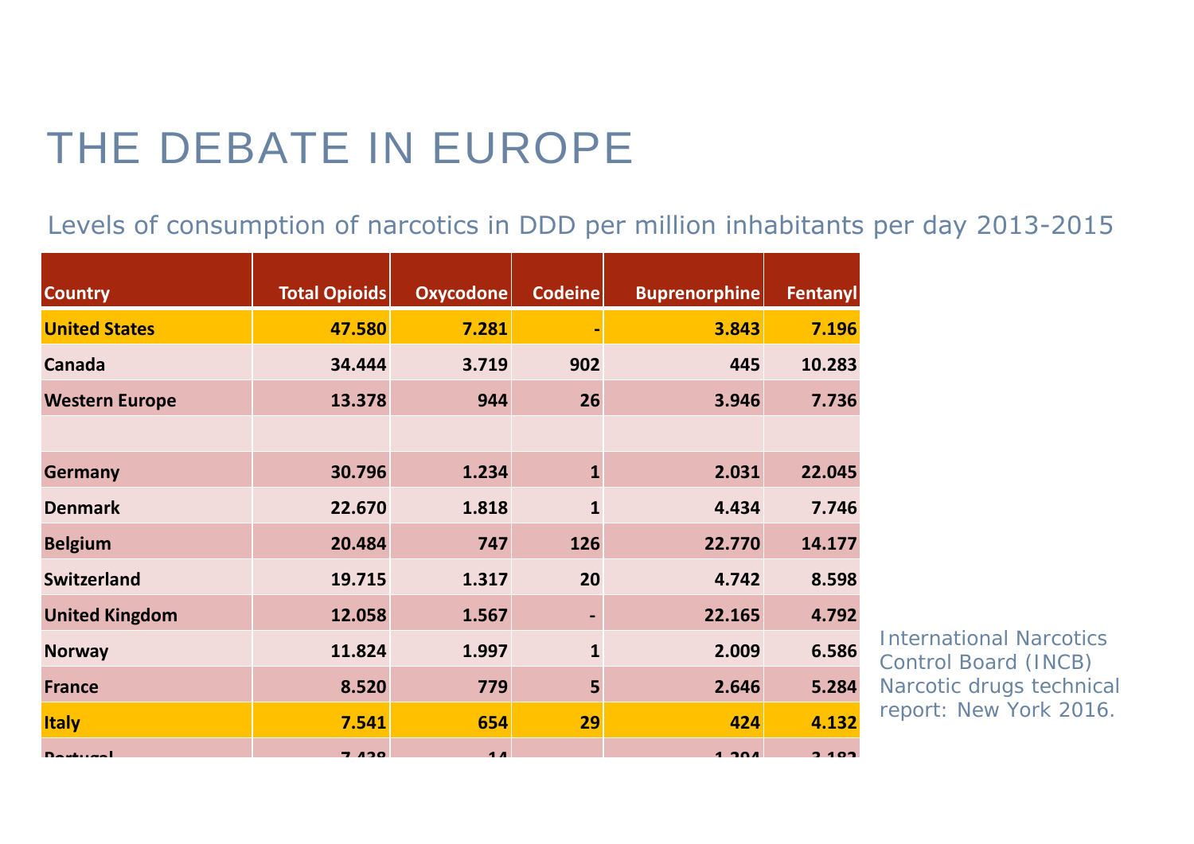# THE DEBATE IN EUROPE

## Levels of consumption of narcotics in DDD per million inhabitants per day 2013-2015

| Country | Total Opioids | Oxycodone | Codeine | Buprenorphine | Fentanyl |
|---|---|---|---|---|---|
| **United States** | **47.580** | **7.281** | **-** | **3.843** | **7.196** |
| **Canada** | **34.444** | **3.719** | **902** | **445** | **10.283** |
| **Western Europe** | **13.378** | **944** | **26** | **3.946** | **7.736** |
| | | | | | |
| **Germany** | **30.796** | **1.234** | **1** | **2.031** | **22.045** |
| **Denmark** | **22.670** | **1.818** | **1** | **4.434** | **7.746** |
| **Belgium** | **20.484** | **747** | **126** | **22.770** | **14.177** |
| **Switzerland** | **19.715** | **1.317** | **20** | **4.742** | **8.598** |
| **United Kingdom** | **12.058** | **1.567** | **-** | **22.165** | **4.792** |
| **Norway** | **11.824** | **1.997** | **1** | **2.009** | **6.586** |
| **France** | **8.520** | **779** | **5** | **2.646** | **5.284** |
| **Italy** | **7.541** | **654** | **29** | **424** | **4.132** |
| **Portugal** | **7.438** | **14** | | **1.294** | **3.182** |

International Narcotics Control Board (INCB) Narcotic drugs technical report: New York 2016.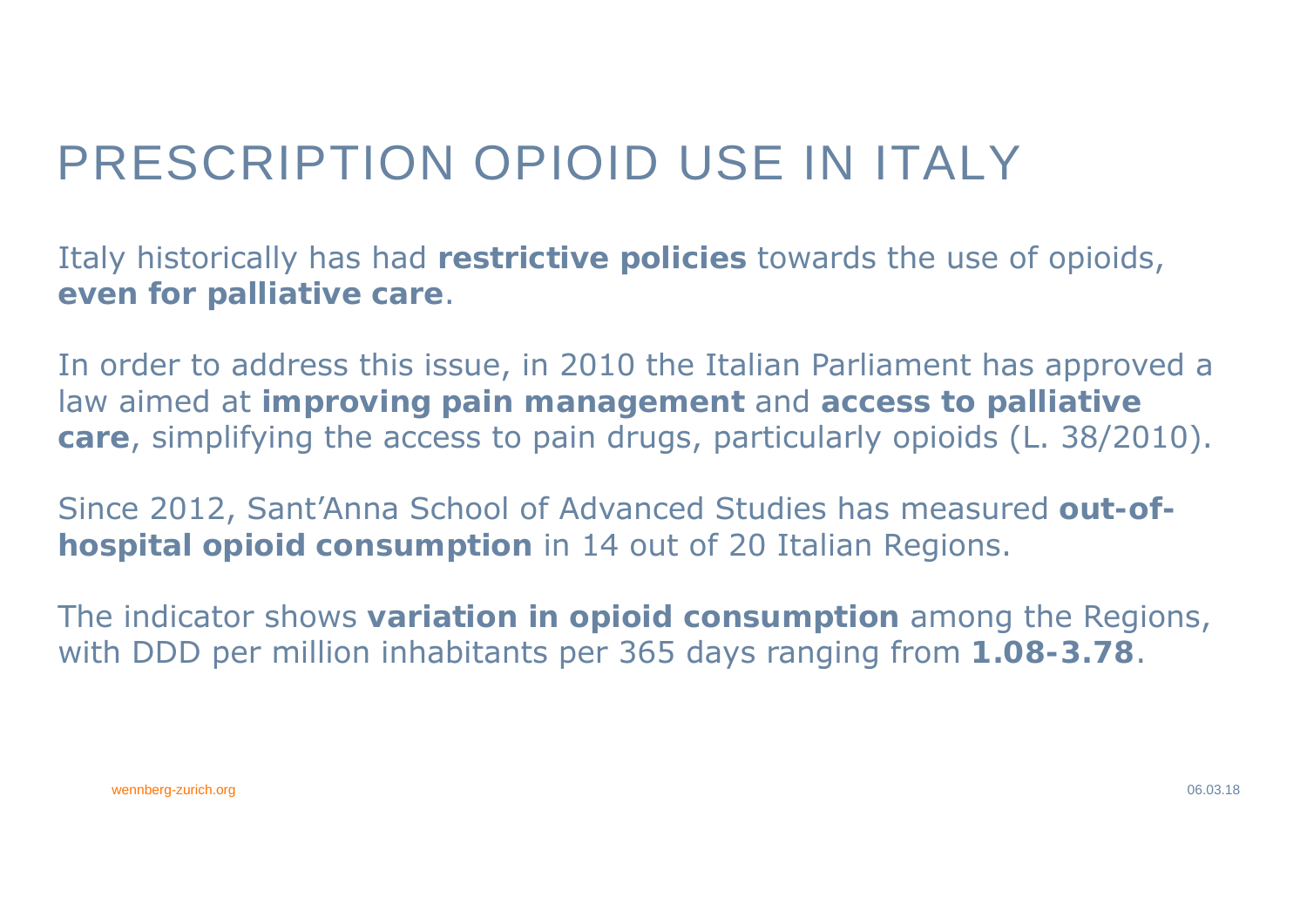# PRESCRIPTION OPIOID USE IN ITALY

Italy historically has had **restrictive policies** towards the use of opioids, **even for palliative care**.

In order to address this issue, in 2010 the Italian Parliament has approved a law aimed at **improving pain management** and **access to palliative care**, simplifying the access to pain drugs, particularly opioids (L. 38/2010).

Since 2012, Sant'Anna School of Advanced Studies has measured **out-of-hospital opioid consumption** in 14 out of 20 Italian Regions.

The indicator shows **variation in opioid consumption** among the Regions, with DDD per million inhabitants per 365 days ranging from **1.08-3.78**.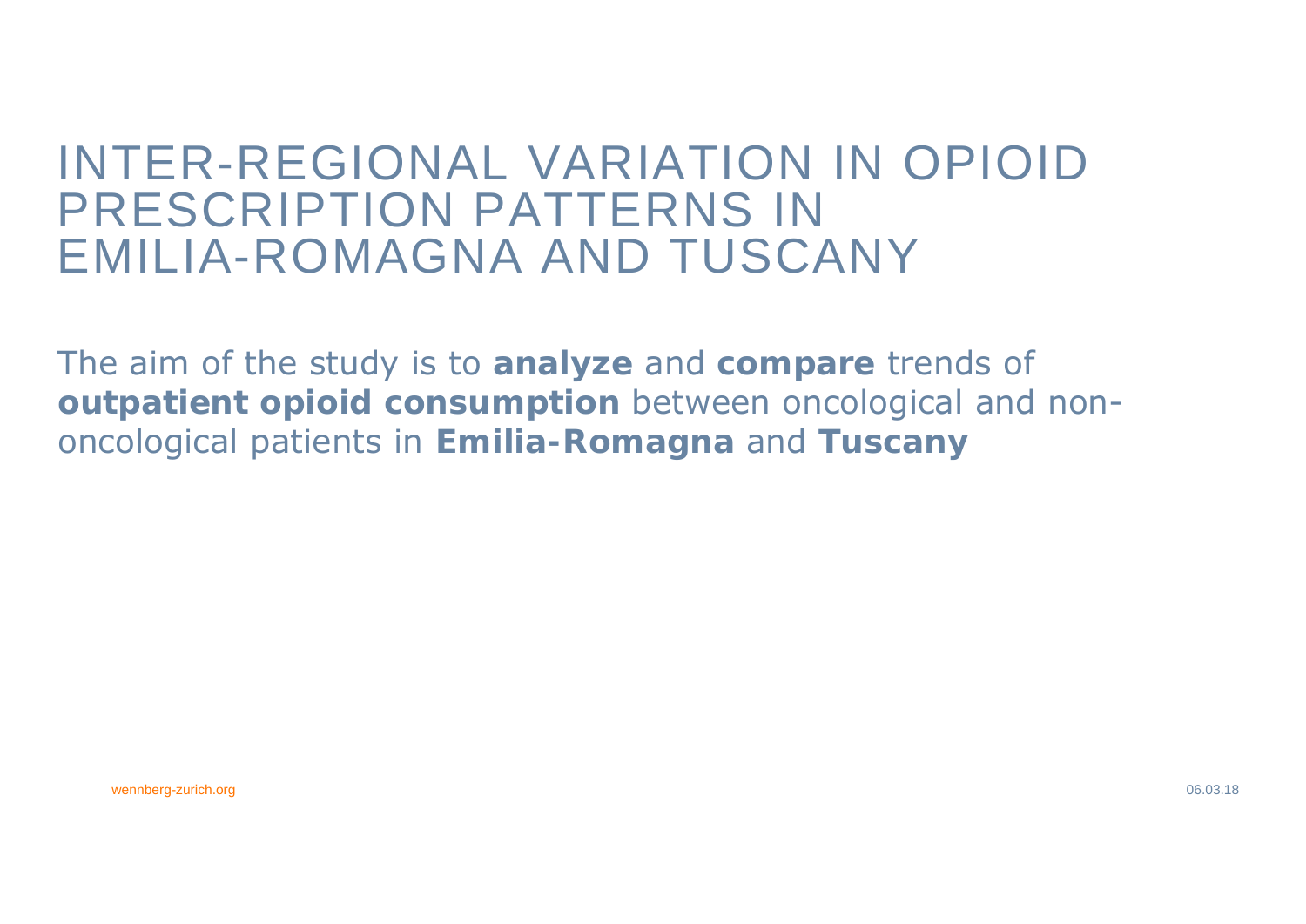# INTER-REGIONAL VARIATION IN OPIOID PRESCRIPTION PATTERNS IN EMILIA-ROMAGNA AND TUSCANY

The aim of the study is to **analyze** and **compare** trends of **outpatient opioid consumption** between oncological and non-oncological patients in **Emilia-Romagna** and **Tuscany**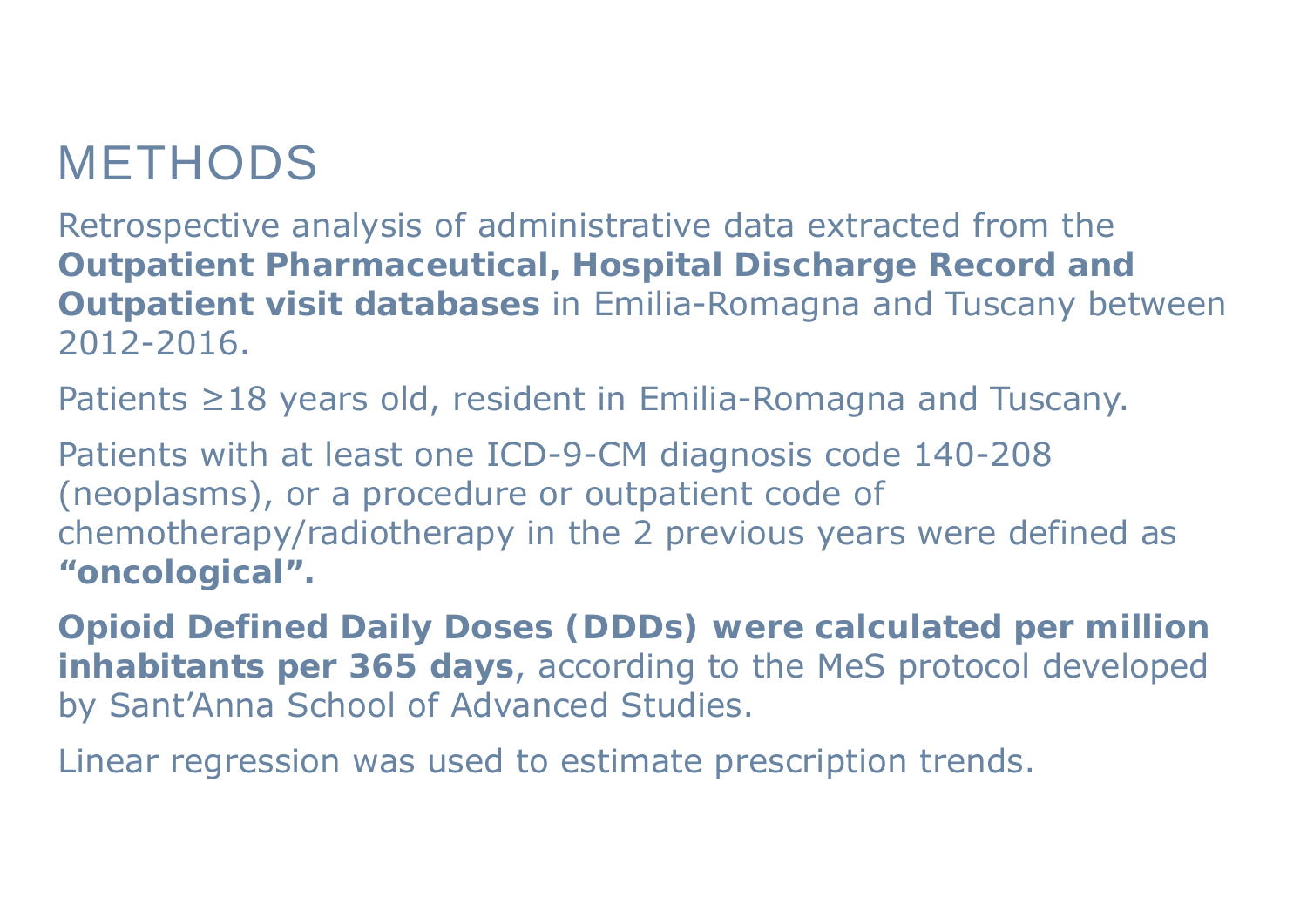# METHODS

Retrospective analysis of administrative data extracted from the **Outpatient Pharmaceutical, Hospital Discharge Record and Outpatient visit databases** in Emilia-Romagna and Tuscany between 2012-2016.

Patients ≥18 years old, resident in Emilia-Romagna and Tuscany.

Patients with at least one ICD-9-CM diagnosis code 140-208 (neoplasms), or a procedure or outpatient code of chemotherapy/radiotherapy in the 2 previous years were defined as **"oncological".**

**Opioid Defined Daily Doses (DDDs) were calculated per million inhabitants per 365 days**, according to the MeS protocol developed by Sant'Anna School of Advanced Studies.

Linear regression was used to estimate prescription trends.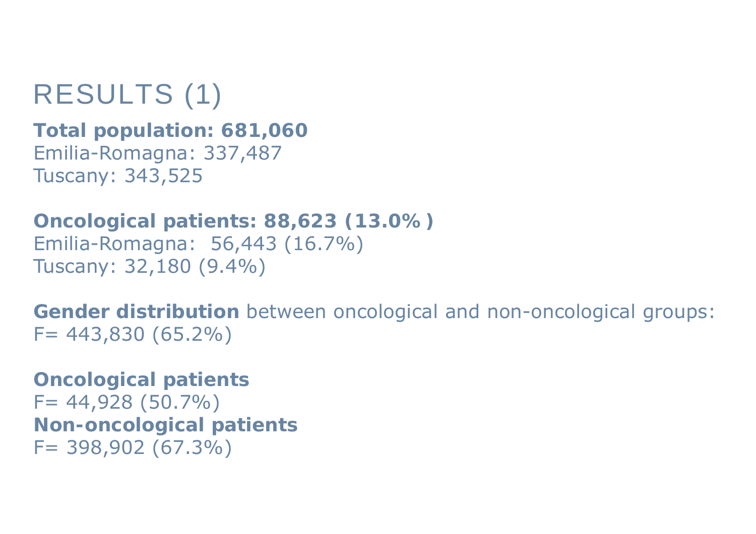# RESULTS (1)

**Total population: 681,060**
Emilia-Romagna: 337,487
Tuscany: 343,525

**Oncological patients: 88,623 (13.0% )**
Emilia-Romagna: 56,443 (16.7%)
Tuscany: 32,180 (9.4%)

**Gender distribution** between oncological and non-oncological groups:
F= 443,830 (65.2%)

**Oncological patients**
F= 44,928 (50.7%)
**Non-oncological patients**
F= 398,902 (67.3%)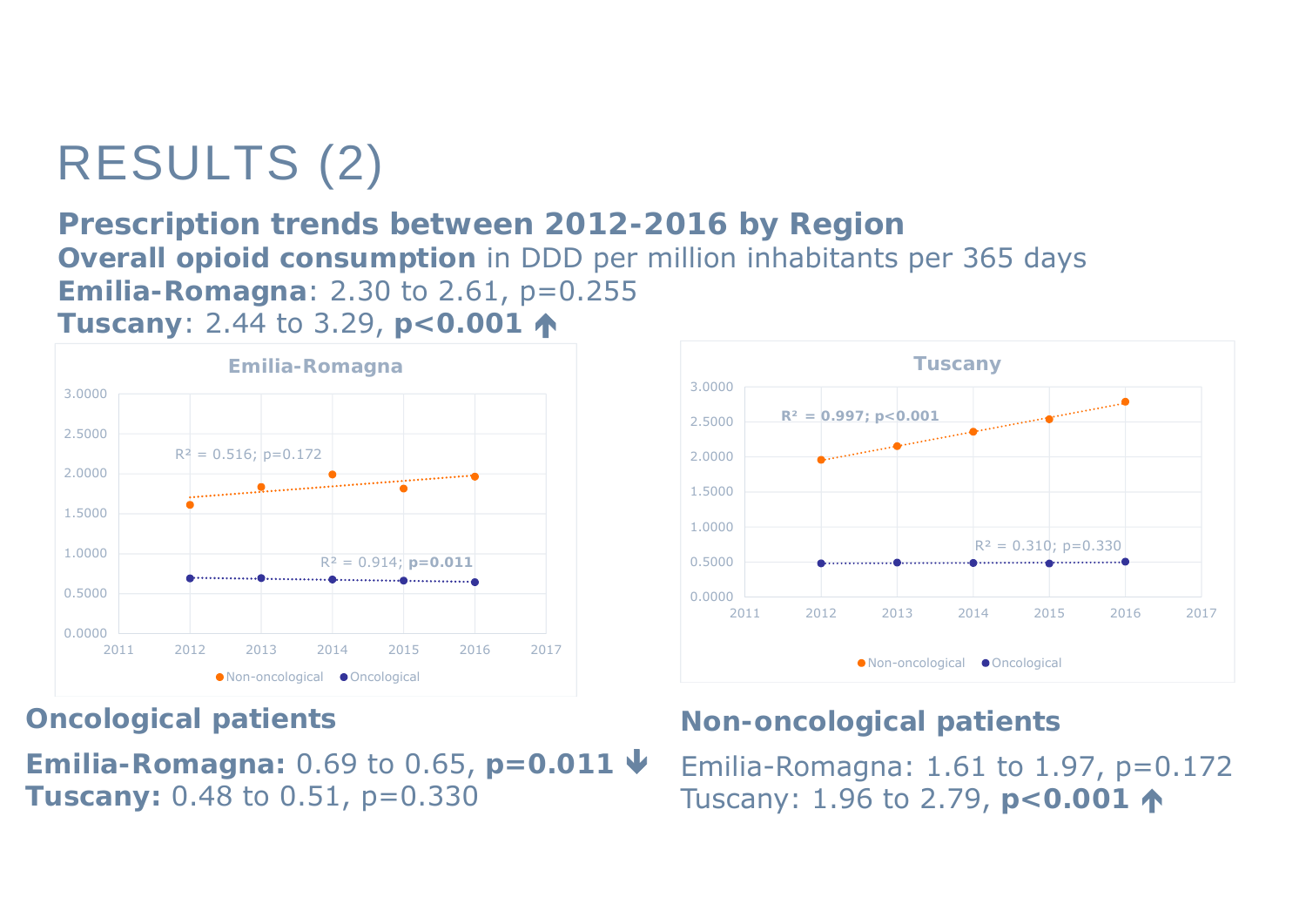# RESULTS (2)

**Prescription trends between 2012-2016 by Region**

**Overall opioid consumption** in DDD per million inhabitants per 365 days

**Emilia-Romagna**: 2.30 to 2.61, $p=0.255$

**Tuscany**: 2.44 to 3.29, **$p<0.001$** ↑

**Emilia-Romagna**

Non-oncological: $R^2 = 0.516$; $p=0.172$

Oncological: $R^2 = 0.914$; **$p=0.011$**

**Tuscany**

Non-oncological: $R^2 = 0.997$; $p<0.001$

Oncological: $R^2 = 0.310$; $p=0.330$

## Oncological patients

**Emilia-Romagna:** 0.69 to 0.65, **$p=0.011$** ↓

**Tuscany:** 0.48 to 0.51, $p=0.330$

## Non-oncological patients

Emilia-Romagna: 1.61 to 1.97, $p=0.172$

Tuscany: 1.96 to 2.79, **$p<0.001$** ↑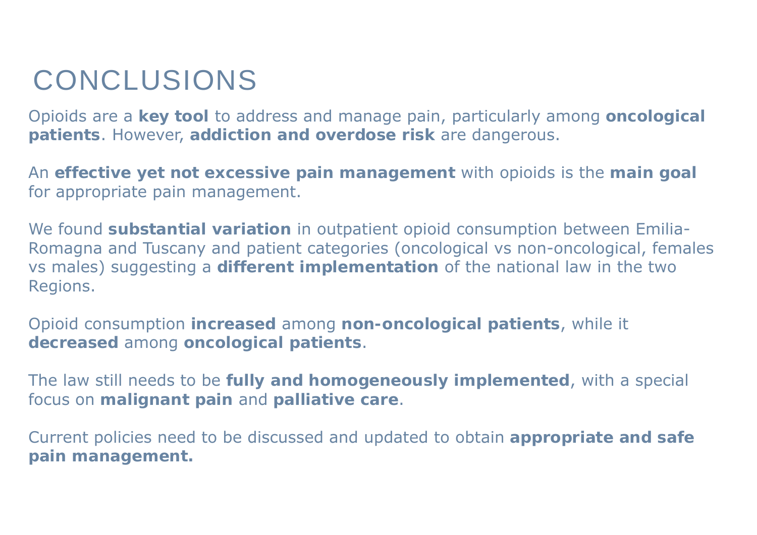# CONCLUSIONS

Opioids are a **key tool** to address and manage pain, particularly among **oncological patients**. However, **addiction and overdose risk** are dangerous.

An **effective yet not excessive pain management** with opioids is the **main goal** for appropriate pain management.

We found **substantial variation** in outpatient opioid consumption between Emilia-Romagna and Tuscany and patient categories (oncological vs non-oncological, females vs males) suggesting a **different implementation** of the national law in the two Regions.

Opioid consumption **increased** among **non-oncological patients**, while it **decreased** among **oncological patients**.

The law still needs to be **fully and homogeneously implemented**, with a special focus on **malignant pain** and **palliative care**.

Current policies need to be discussed and updated to obtain **appropriate and safe pain management.**